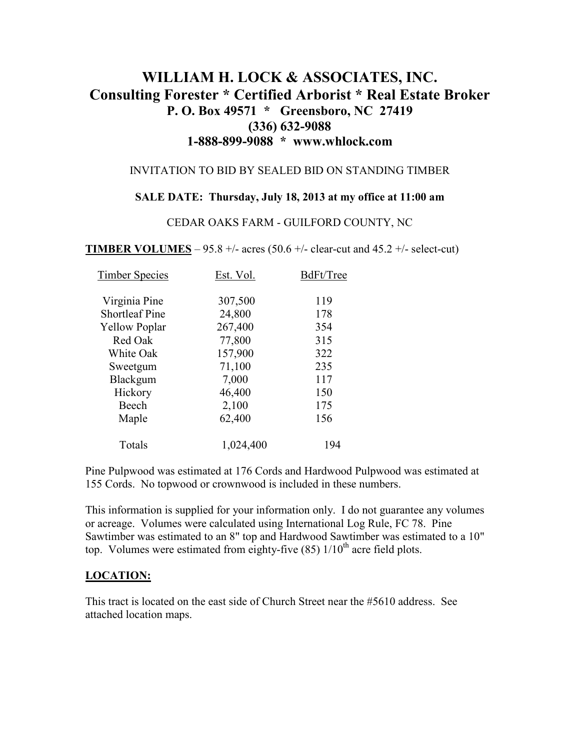# WILLIAM H. LOCK & ASSOCIATES, INC.
## Consulting Forester * Certified Arborist * Real Estate Broker
### P. O. Box 49571 * Greensboro, NC 27419
### (336) 632-9088
### 1-888-899-9088 * www.whlock.com

INVITATION TO BID BY SEALED BID ON STANDING TIMBER

**SALE DATE: Thursday, July 18, 2013 at my office at 11:00 am**

CEDAR OAKS FARM - GUILFORD COUNTY, NC

**TIMBER VOLUMES** – 95.8 +/- acres (50.6 +/- clear-cut and 45.2 +/- select-cut)

| Timber Species | Est. Vol. | BdFt/Tree |
|---|---|---|
| Virginia Pine | 307,500 | 119 |
| Shortleaf Pine | 24,800 | 178 |
| Yellow Poplar | 267,400 | 354 |
| Red Oak | 77,800 | 315 |
| White Oak | 157,900 | 322 |
| Sweetgum | 71,100 | 235 |
| Blackgum | 7,000 | 117 |
| Hickory | 46,400 | 150 |
| Beech | 2,100 | 175 |
| Maple | 62,400 | 156 |
| Totals | 1,024,400 | 194 |

Pine Pulpwood was estimated at 176 Cords and Hardwood Pulpwood was estimated at 155 Cords. No topwood or crownwood is included in these numbers.

This information is supplied for your information only. I do not guarantee any volumes or acreage. Volumes were calculated using International Log Rule, FC 78. Pine Sawtimber was estimated to an 8" top and Hardwood Sawtimber was estimated to a 10" top. Volumes were estimated from eighty-five (85) 1/10th acre field plots.

**LOCATION:**

This tract is located on the east side of Church Street near the #5610 address. See attached location maps.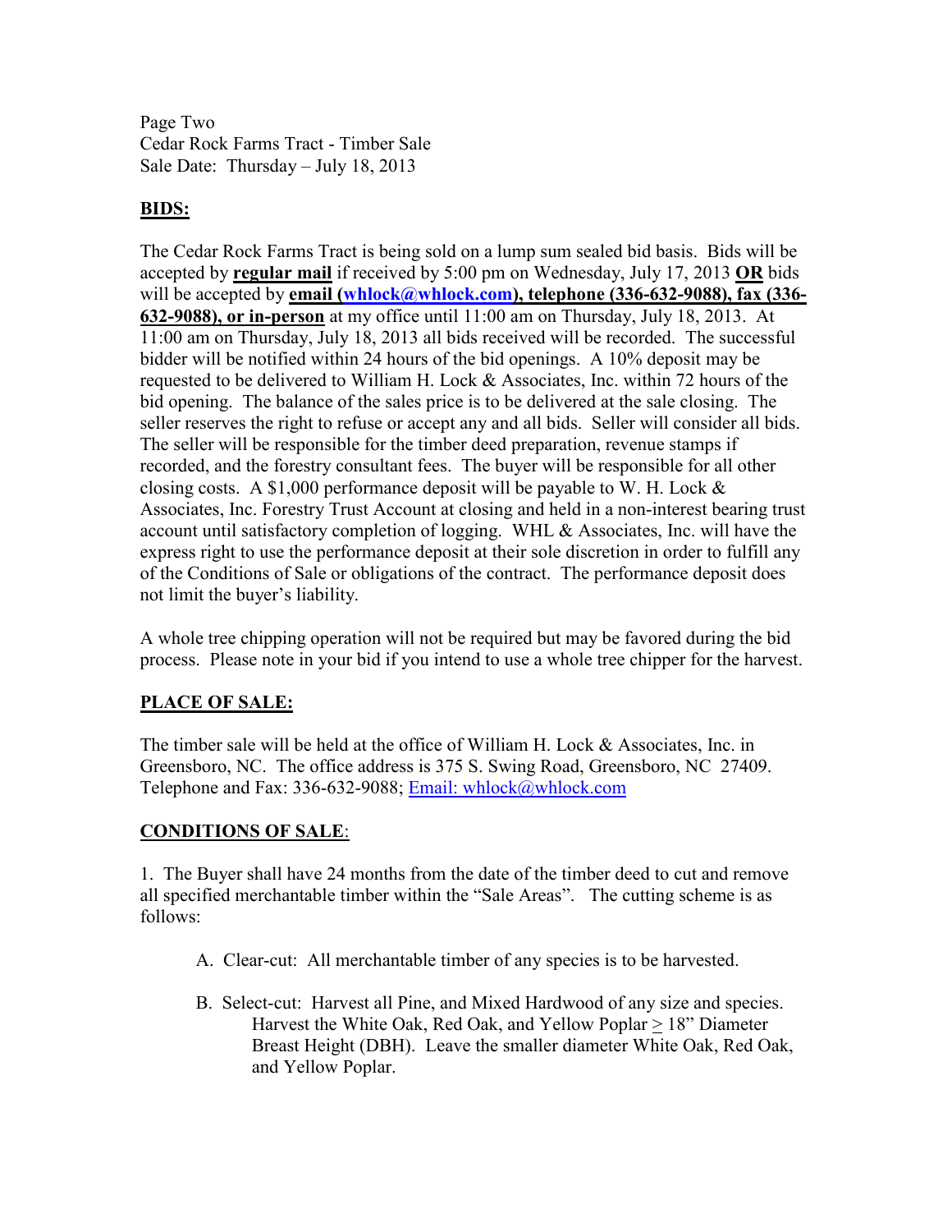**BIDS:**

The Cedar Rock Farms Tract is being sold on a lump sum sealed bid basis. Bids will be accepted by **regular mail** if received by 5:00 pm on Wednesday, July 17, 2013 **OR** bids will be accepted by **email (whlock@whlock.com), telephone (336-632-9088), fax (336-632-9088), or in-person** at my office until 11:00 am on Thursday, July 18, 2013. At 11:00 am on Thursday, July 18, 2013 all bids received will be recorded. The successful bidder will be notified within 24 hours of the bid openings. A 10% deposit may be requested to be delivered to William H. Lock & Associates, Inc. within 72 hours of the bid opening. The balance of the sales price is to be delivered at the sale closing. The seller reserves the right to refuse or accept any and all bids. Seller will consider all bids. The seller will be responsible for the timber deed preparation, revenue stamps if recorded, and the forestry consultant fees. The buyer will be responsible for all other closing costs. A $1,000 performance deposit will be payable to W. H. Lock & Associates, Inc. Forestry Trust Account at closing and held in a non-interest bearing trust account until satisfactory completion of logging. WHL & Associates, Inc. will have the express right to use the performance deposit at their sole discretion in order to fulfill any of the Conditions of Sale or obligations of the contract. The performance deposit does not limit the buyer's liability.

A whole tree chipping operation will not be required but may be favored during the bid process. Please note in your bid if you intend to use a whole tree chipper for the harvest.

**PLACE OF SALE:**

The timber sale will be held at the office of William H. Lock & Associates, Inc. in Greensboro, NC. The office address is 375 S. Swing Road, Greensboro, NC 27409. Telephone and Fax: 336-632-9088; Email: whlock@whlock.com

**CONDITIONS OF SALE:**

1. The Buyer shall have 24 months from the date of the timber deed to cut and remove all specified merchantable timber within the "Sale Areas". The cutting scheme is as follows:

   A. Clear-cut: All merchantable timber of any species is to be harvested.

   B. Select-cut: Harvest all Pine, and Mixed Hardwood of any size and species. Harvest the White Oak, Red Oak, and Yellow Poplar ≥ 18" Diameter Breast Height (DBH). Leave the smaller diameter White Oak, Red Oak, and Yellow Poplar.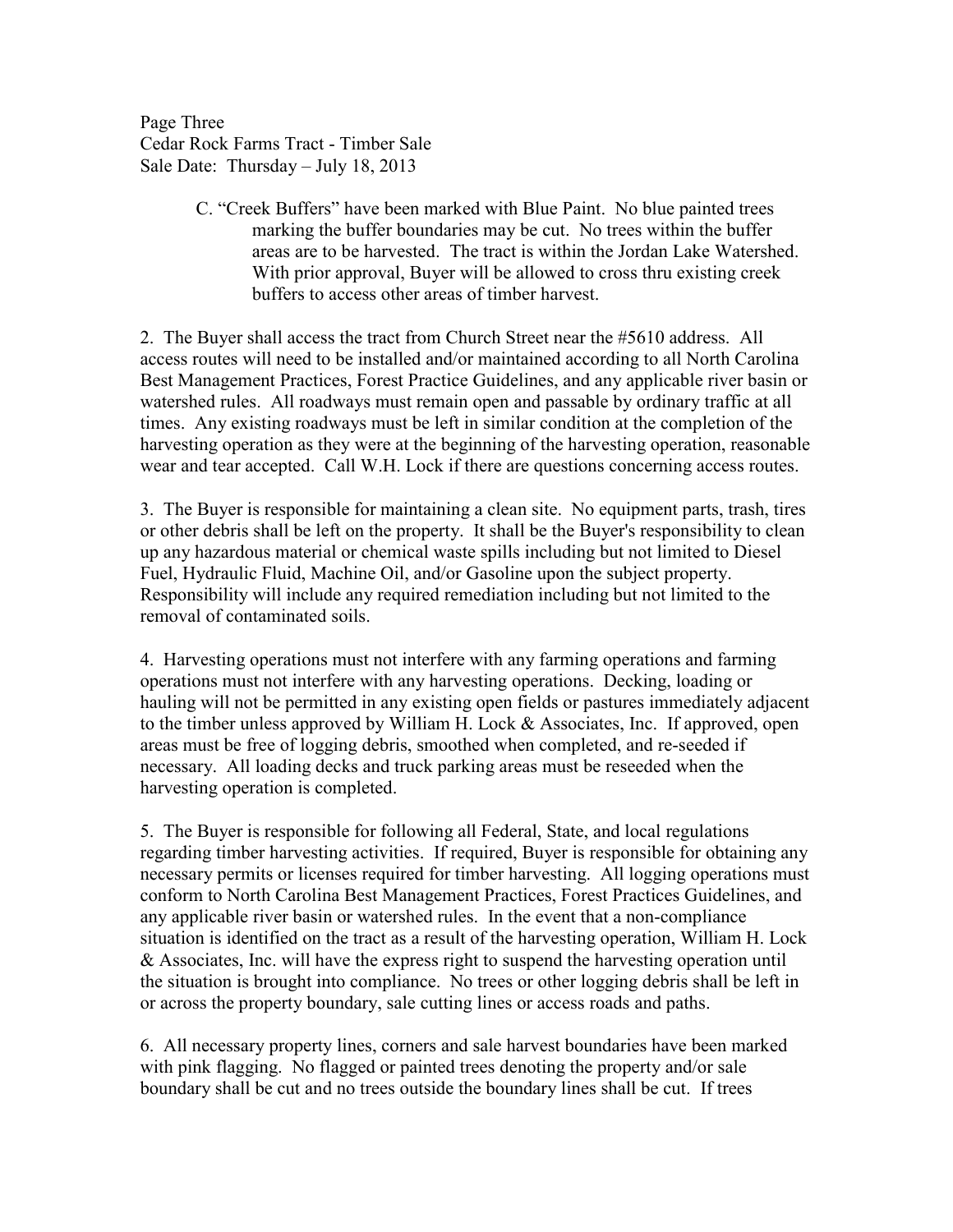C. "Creek Buffers" have been marked with Blue Paint. No blue painted trees marking the buffer boundaries may be cut. No trees within the buffer areas are to be harvested. The tract is within the Jordan Lake Watershed. With prior approval, Buyer will be allowed to cross thru existing creek buffers to access other areas of timber harvest.

2. The Buyer shall access the tract from Church Street near the #5610 address. All access routes will need to be installed and/or maintained according to all North Carolina Best Management Practices, Forest Practice Guidelines, and any applicable river basin or watershed rules. All roadways must remain open and passable by ordinary traffic at all times. Any existing roadways must be left in similar condition at the completion of the harvesting operation as they were at the beginning of the harvesting operation, reasonable wear and tear accepted. Call W.H. Lock if there are questions concerning access routes.

3. The Buyer is responsible for maintaining a clean site. No equipment parts, trash, tires or other debris shall be left on the property. It shall be the Buyer's responsibility to clean up any hazardous material or chemical waste spills including but not limited to Diesel Fuel, Hydraulic Fluid, Machine Oil, and/or Gasoline upon the subject property. Responsibility will include any required remediation including but not limited to the removal of contaminated soils.

4. Harvesting operations must not interfere with any farming operations and farming operations must not interfere with any harvesting operations. Decking, loading or hauling will not be permitted in any existing open fields or pastures immediately adjacent to the timber unless approved by William H. Lock & Associates, Inc. If approved, open areas must be free of logging debris, smoothed when completed, and re-seeded if necessary. All loading decks and truck parking areas must be reseeded when the harvesting operation is completed.

5. The Buyer is responsible for following all Federal, State, and local regulations regarding timber harvesting activities. If required, Buyer is responsible for obtaining any necessary permits or licenses required for timber harvesting. All logging operations must conform to North Carolina Best Management Practices, Forest Practices Guidelines, and any applicable river basin or watershed rules. In the event that a non-compliance situation is identified on the tract as a result of the harvesting operation, William H. Lock & Associates, Inc. will have the express right to suspend the harvesting operation until the situation is brought into compliance. No trees or other logging debris shall be left in or across the property boundary, sale cutting lines or access roads and paths.

6. All necessary property lines, corners and sale harvest boundaries have been marked with pink flagging. No flagged or painted trees denoting the property and/or sale boundary shall be cut and no trees outside the boundary lines shall be cut. If trees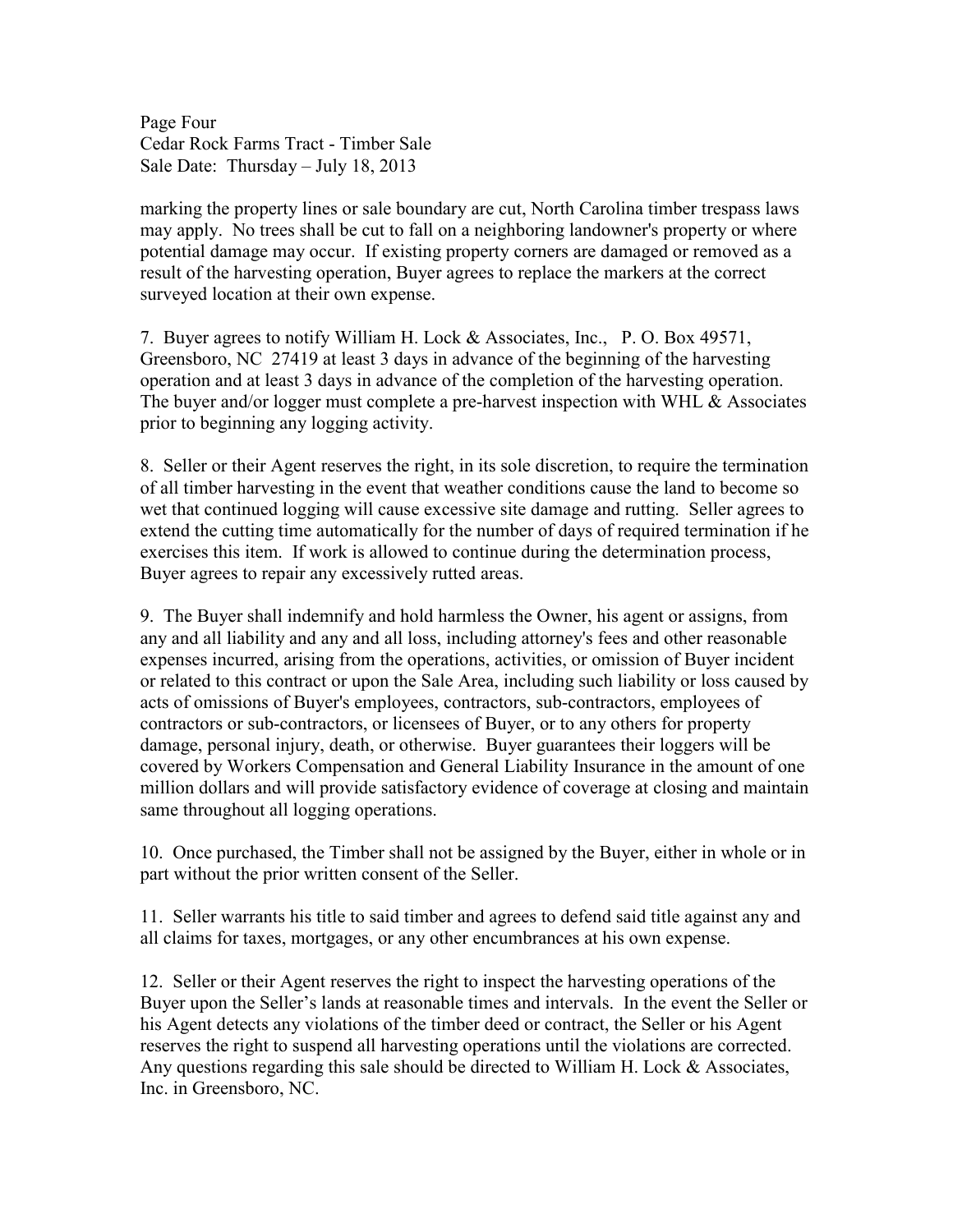marking the property lines or sale boundary are cut, North Carolina timber trespass laws may apply. No trees shall be cut to fall on a neighboring landowner's property or where potential damage may occur. If existing property corners are damaged or removed as a result of the harvesting operation, Buyer agrees to replace the markers at the correct surveyed location at their own expense.

7. Buyer agrees to notify William H. Lock & Associates, Inc., P. O. Box 49571, Greensboro, NC 27419 at least 3 days in advance of the beginning of the harvesting operation and at least 3 days in advance of the completion of the harvesting operation. The buyer and/or logger must complete a pre-harvest inspection with WHL & Associates prior to beginning any logging activity.

8. Seller or their Agent reserves the right, in its sole discretion, to require the termination of all timber harvesting in the event that weather conditions cause the land to become so wet that continued logging will cause excessive site damage and rutting. Seller agrees to extend the cutting time automatically for the number of days of required termination if he exercises this item. If work is allowed to continue during the determination process, Buyer agrees to repair any excessively rutted areas.

9. The Buyer shall indemnify and hold harmless the Owner, his agent or assigns, from any and all liability and any and all loss, including attorney's fees and other reasonable expenses incurred, arising from the operations, activities, or omission of Buyer incident or related to this contract or upon the Sale Area, including such liability or loss caused by acts of omissions of Buyer's employees, contractors, sub-contractors, employees of contractors or sub-contractors, or licensees of Buyer, or to any others for property damage, personal injury, death, or otherwise. Buyer guarantees their loggers will be covered by Workers Compensation and General Liability Insurance in the amount of one million dollars and will provide satisfactory evidence of coverage at closing and maintain same throughout all logging operations.

10. Once purchased, the Timber shall not be assigned by the Buyer, either in whole or in part without the prior written consent of the Seller.

11. Seller warrants his title to said timber and agrees to defend said title against any and all claims for taxes, mortgages, or any other encumbrances at his own expense.

12. Seller or their Agent reserves the right to inspect the harvesting operations of the Buyer upon the Seller's lands at reasonable times and intervals. In the event the Seller or his Agent detects any violations of the timber deed or contract, the Seller or his Agent reserves the right to suspend all harvesting operations until the violations are corrected. Any questions regarding this sale should be directed to William H. Lock & Associates, Inc. in Greensboro, NC.